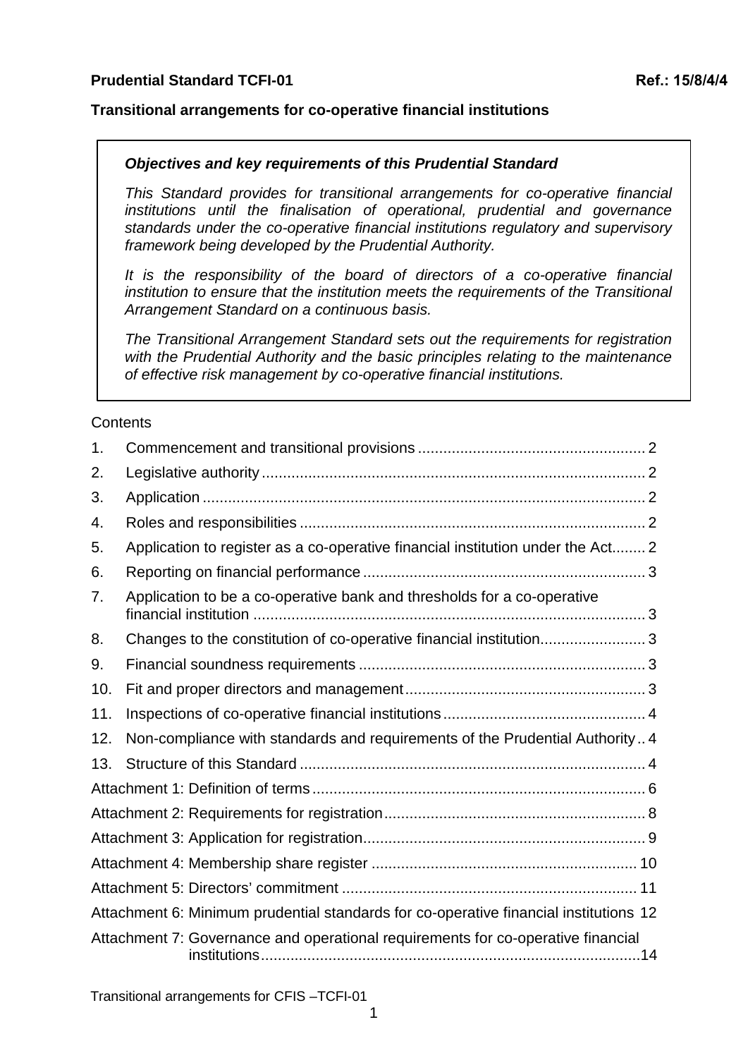**Prudential Standard TCFI-01** **Ref.: 15/8/4/4**

**Transitional arrangements for co-operative financial institutions**

> ***Objectives and key requirements of this Prudential Standard***
>
> *This Standard provides for transitional arrangements for co-operative financial institutions until the finalisation of operational, prudential and governance standards under the co-operative financial institutions regulatory and supervisory framework being developed by the Prudential Authority.*
>
> *It is the responsibility of the board of directors of a co-operative financial institution to ensure that the institution meets the requirements of the Transitional Arrangement Standard on a continuous basis.*
>
> *The Transitional Arrangement Standard sets out the requirements for registration with the Prudential Authority and the basic principles relating to the maintenance of effective risk management by co-operative financial institutions.*

Contents

1. Commencement and transitional provisions ..... 2
2. Legislative authority ..... 2
3. Application ..... 2
4. Roles and responsibilities ..... 2
5. Application to register as a co-operative financial institution under the Act ..... 2
6. Reporting on financial performance ..... 3
7. Application to be a co-operative bank and thresholds for a co-operative financial institution ..... 3
8. Changes to the constitution of co-operative financial institution ..... 3
9. Financial soundness requirements ..... 3
10. Fit and proper directors and management ..... 3
11. Inspections of co-operative financial institutions ..... 4
12. Non-compliance with standards and requirements of the Prudential Authority .. 4
13. Structure of this Standard ..... 4

Attachment 1: Definition of terms ..... 6
Attachment 2: Requirements for registration ..... 8
Attachment 3: Application for registration ..... 9
Attachment 4: Membership share register ..... 10
Attachment 5: Directors' commitment ..... 11
Attachment 6: Minimum prudential standards for co-operative financial institutions 12
Attachment 7: Governance and operational requirements for co-operative financial institutions ..... 14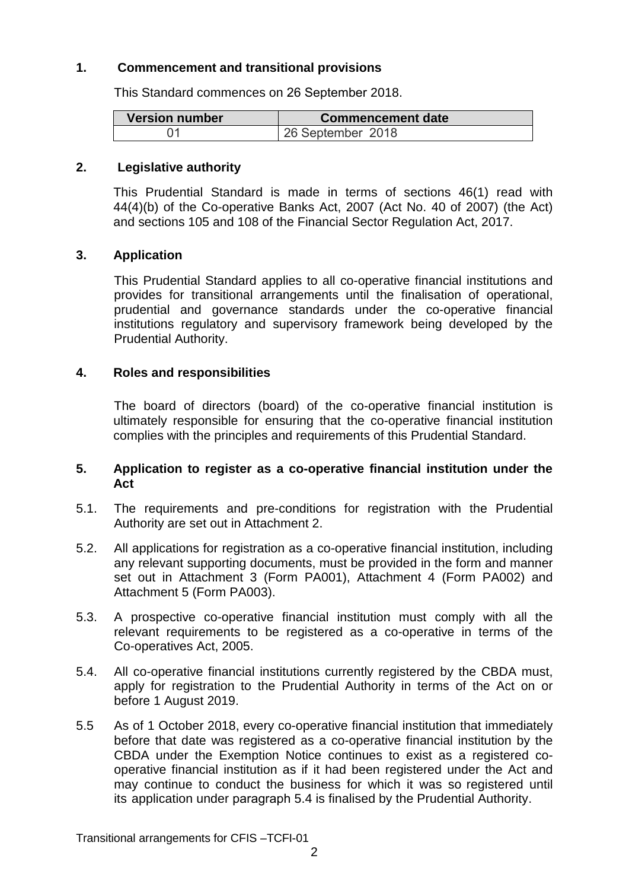## 1. Commencement and transitional provisions

This Standard commences on 26 September 2018.

| Version number | Commencement date |
|---|---|
| 01 | 26 September 2018 |

## 2. Legislative authority

This Prudential Standard is made in terms of sections 46(1) read with 44(4)(b) of the Co-operative Banks Act, 2007 (Act No. 40 of 2007) (the Act) and sections 105 and 108 of the Financial Sector Regulation Act, 2017.

## 3. Application

This Prudential Standard applies to all co-operative financial institutions and provides for transitional arrangements until the finalisation of operational, prudential and governance standards under the co-operative financial institutions regulatory and supervisory framework being developed by the Prudential Authority.

## 4. Roles and responsibilities

The board of directors (board) of the co-operative financial institution is ultimately responsible for ensuring that the co-operative financial institution complies with the principles and requirements of this Prudential Standard.

## 5. Application to register as a co-operative financial institution under the Act

5.1. The requirements and pre-conditions for registration with the Prudential Authority are set out in Attachment 2.

5.2. All applications for registration as a co-operative financial institution, including any relevant supporting documents, must be provided in the form and manner set out in Attachment 3 (Form PA001), Attachment 4 (Form PA002) and Attachment 5 (Form PA003).

5.3. A prospective co-operative financial institution must comply with all the relevant requirements to be registered as a co-operative in terms of the Co-operatives Act, 2005.

5.4. All co-operative financial institutions currently registered by the CBDA must, apply for registration to the Prudential Authority in terms of the Act on or before 1 August 2019.

5.5 As of 1 October 2018, every co-operative financial institution that immediately before that date was registered as a co-operative financial institution by the CBDA under the Exemption Notice continues to exist as a registered co-operative financial institution as if it had been registered under the Act and may continue to conduct the business for which it was so registered until its application under paragraph 5.4 is finalised by the Prudential Authority.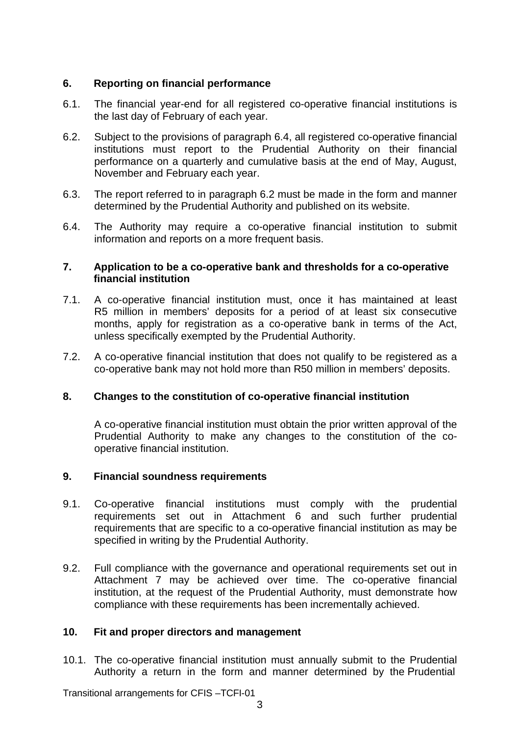## 6. Reporting on financial performance

6.1. The financial year-end for all registered co-operative financial institutions is the last day of February of each year.

6.2. Subject to the provisions of paragraph 6.4, all registered co-operative financial institutions must report to the Prudential Authority on their financial performance on a quarterly and cumulative basis at the end of May, August, November and February each year.

6.3. The report referred to in paragraph 6.2 must be made in the form and manner determined by the Prudential Authority and published on its website.

6.4. The Authority may require a co-operative financial institution to submit information and reports on a more frequent basis.

## 7. Application to be a co-operative bank and thresholds for a co-operative financial institution

7.1. A co-operative financial institution must, once it has maintained at least R5 million in members' deposits for a period of at least six consecutive months, apply for registration as a co-operative bank in terms of the Act, unless specifically exempted by the Prudential Authority.

7.2. A co-operative financial institution that does not qualify to be registered as a co-operative bank may not hold more than R50 million in members' deposits.

## 8. Changes to the constitution of co-operative financial institution

A co-operative financial institution must obtain the prior written approval of the Prudential Authority to make any changes to the constitution of the co-operative financial institution.

## 9. Financial soundness requirements

9.1. Co-operative financial institutions must comply with the prudential requirements set out in Attachment 6 and such further prudential requirements that are specific to a co-operative financial institution as may be specified in writing by the Prudential Authority.

9.2. Full compliance with the governance and operational requirements set out in Attachment 7 may be achieved over time. The co-operative financial institution, at the request of the Prudential Authority, must demonstrate how compliance with these requirements has been incrementally achieved.

## 10. Fit and proper directors and management

10.1. The co-operative financial institution must annually submit to the Prudential Authority a return in the form and manner determined by the Prudential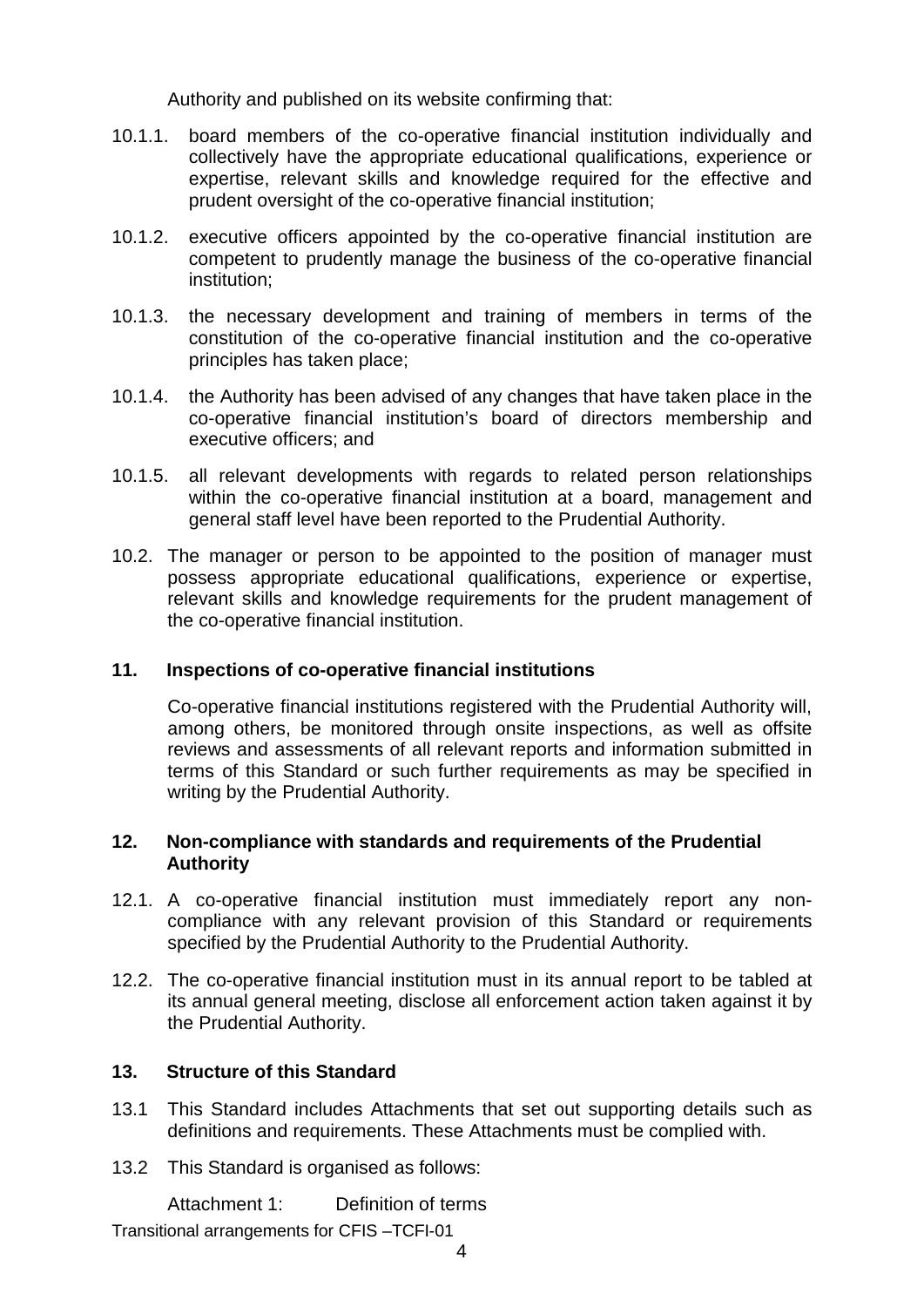Authority and published on its website confirming that:

10.1.1. board members of the co-operative financial institution individually and collectively have the appropriate educational qualifications, experience or expertise, relevant skills and knowledge required for the effective and prudent oversight of the co-operative financial institution;

10.1.2. executive officers appointed by the co-operative financial institution are competent to prudently manage the business of the co-operative financial institution;

10.1.3. the necessary development and training of members in terms of the constitution of the co-operative financial institution and the co-operative principles has taken place;

10.1.4. the Authority has been advised of any changes that have taken place in the co-operative financial institution's board of directors membership and executive officers; and

10.1.5. all relevant developments with regards to related person relationships within the co-operative financial institution at a board, management and general staff level have been reported to the Prudential Authority.

10.2. The manager or person to be appointed to the position of manager must possess appropriate educational qualifications, experience or expertise, relevant skills and knowledge requirements for the prudent management of the co-operative financial institution.

## 11. Inspections of co-operative financial institutions

Co-operative financial institutions registered with the Prudential Authority will, among others, be monitored through onsite inspections, as well as offsite reviews and assessments of all relevant reports and information submitted in terms of this Standard or such further requirements as may be specified in writing by the Prudential Authority.

## 12. Non-compliance with standards and requirements of the Prudential Authority

12.1. A co-operative financial institution must immediately report any non-compliance with any relevant provision of this Standard or requirements specified by the Prudential Authority to the Prudential Authority.

12.2. The co-operative financial institution must in its annual report to be tabled at its annual general meeting, disclose all enforcement action taken against it by the Prudential Authority.

## 13. Structure of this Standard

13.1 This Standard includes Attachments that set out supporting details such as definitions and requirements. These Attachments must be complied with.

13.2 This Standard is organised as follows:

Attachment 1: Definition of terms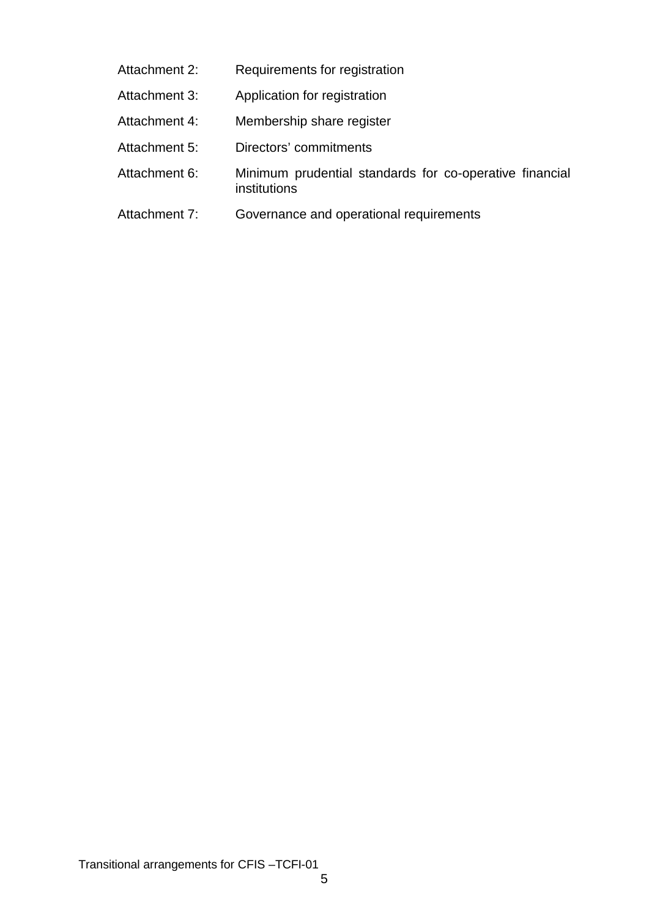Attachment 2: Requirements for registration

Attachment 3: Application for registration

Attachment 4: Membership share register

Attachment 5: Directors' commitments

Attachment 6: Minimum prudential standards for co-operative financial institutions

Attachment 7: Governance and operational requirements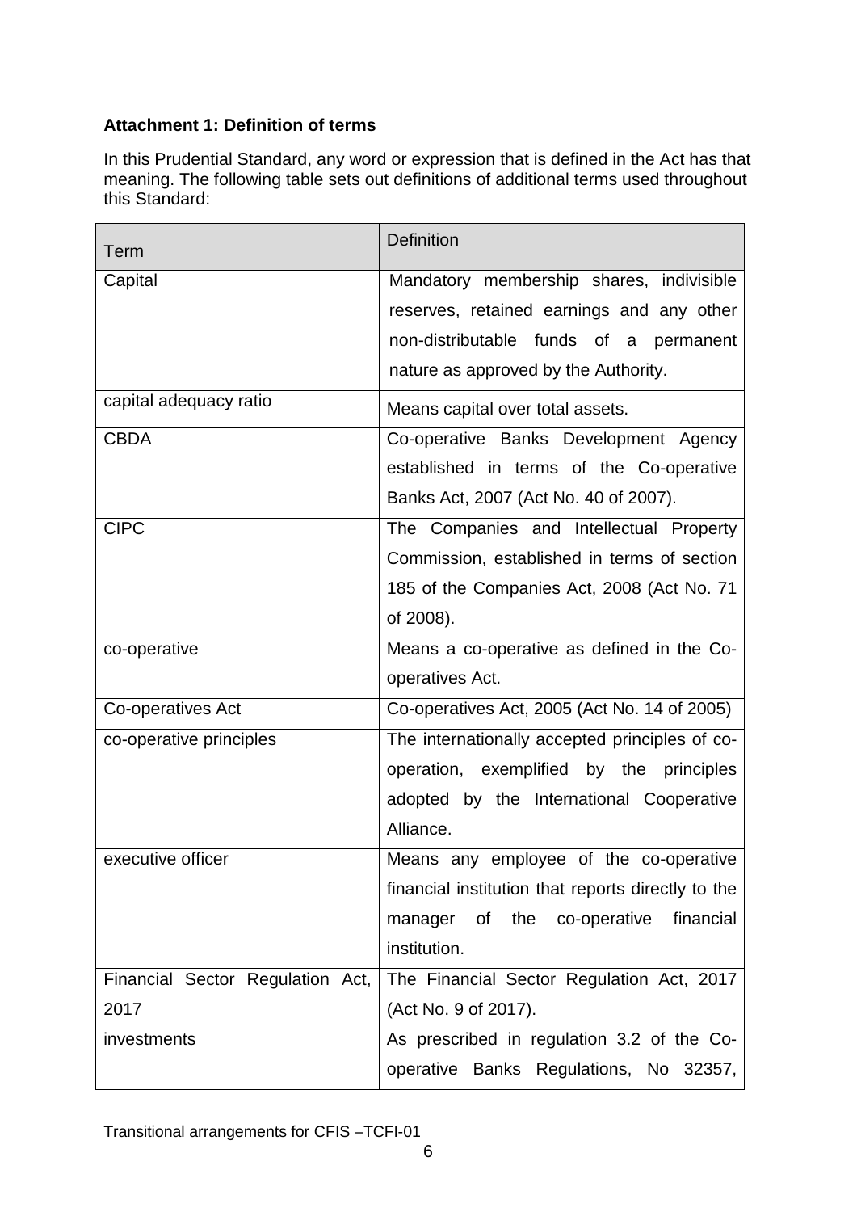**Attachment 1: Definition of terms**

In this Prudential Standard, any word or expression that is defined in the Act has that meaning. The following table sets out definitions of additional terms used throughout this Standard:

| Term | Definition |
|---|---|
| Capital | Mandatory membership shares, indivisible reserves, retained earnings and any other non-distributable funds of a permanent nature as approved by the Authority. |
| capital adequacy ratio | Means capital over total assets. |
| CBDA | Co-operative Banks Development Agency established in terms of the Co-operative Banks Act, 2007 (Act No. 40 of 2007). |
| CIPC | The Companies and Intellectual Property Commission, established in terms of section 185 of the Companies Act, 2008 (Act No. 71 of 2008). |
| co-operative | Means a co-operative as defined in the Co-operatives Act. |
| Co-operatives Act | Co-operatives Act, 2005 (Act No. 14 of 2005) |
| co-operative principles | The internationally accepted principles of co-operation, exemplified by the principles adopted by the International Cooperative Alliance. |
| executive officer | Means any employee of the co-operative financial institution that reports directly to the manager of the co-operative financial institution. |
| Financial Sector Regulation Act, 2017 | The Financial Sector Regulation Act, 2017 (Act No. 9 of 2017). |
| investments | As prescribed in regulation 3.2 of the Co-operative Banks Regulations, No 32357, |

Transitional arrangements for CFIS –TCFI-01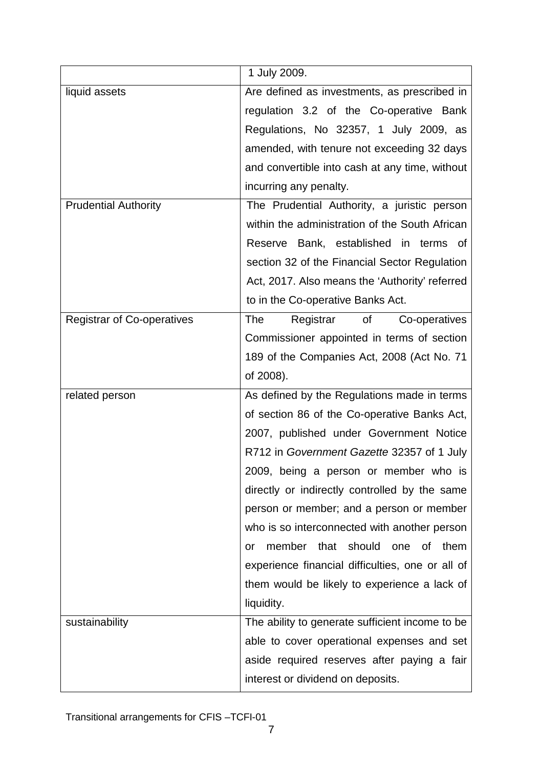| | |
|---|---|
| | 1 July 2009. |
| liquid assets | Are defined as investments, as prescribed in regulation 3.2 of the Co-operative Bank Regulations, No 32357, 1 July 2009, as amended, with tenure not exceeding 32 days and convertible into cash at any time, without incurring any penalty. |
| Prudential Authority | The Prudential Authority, a juristic person within the administration of the South African Reserve Bank, established in terms of section 32 of the Financial Sector Regulation Act, 2017. Also means the 'Authority' referred to in the Co-operative Banks Act. |
| Registrar of Co-operatives | The Registrar of Co-operatives Commissioner appointed in terms of section 189 of the Companies Act, 2008 (Act No. 71 of 2008). |
| related person | As defined by the Regulations made in terms of section 86 of the Co-operative Banks Act, 2007, published under Government Notice R712 in *Government Gazette* 32357 of 1 July 2009, being a person or member who is directly or indirectly controlled by the same person or member; and a person or member who is so interconnected with another person or member that should one of them experience financial difficulties, one or all of them would be likely to experience a lack of liquidity. |
| sustainability | The ability to generate sufficient income to be able to cover operational expenses and set aside required reserves after paying a fair interest or dividend on deposits. |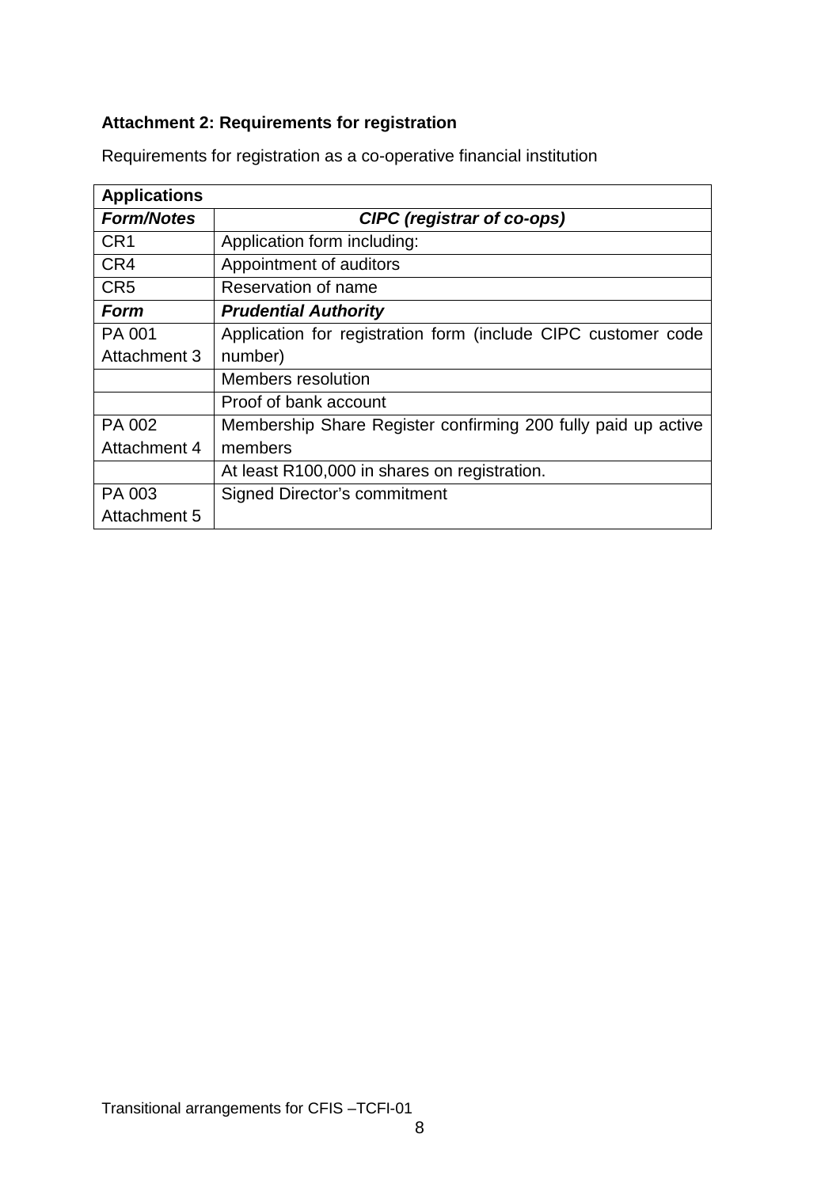**Attachment 2: Requirements for registration**

Requirements for registration as a co-operative financial institution

| **Applications** | |
|---|---|
| ***Form/Notes*** | ***CIPC (registrar of co-ops)*** |
| CR1 | Application form including: |
| CR4 | Appointment of auditors |
| CR5 | Reservation of name |
| ***Form*** | ***Prudential Authority*** |
| PA 001 Attachment 3 | Application for registration form (include CIPC customer code number) |
| | Members resolution |
| | Proof of bank account |
| PA 002 Attachment 4 | Membership Share Register confirming 200 fully paid up active members |
| | At least R100,000 in shares on registration. |
| PA 003 Attachment 5 | Signed Director's commitment |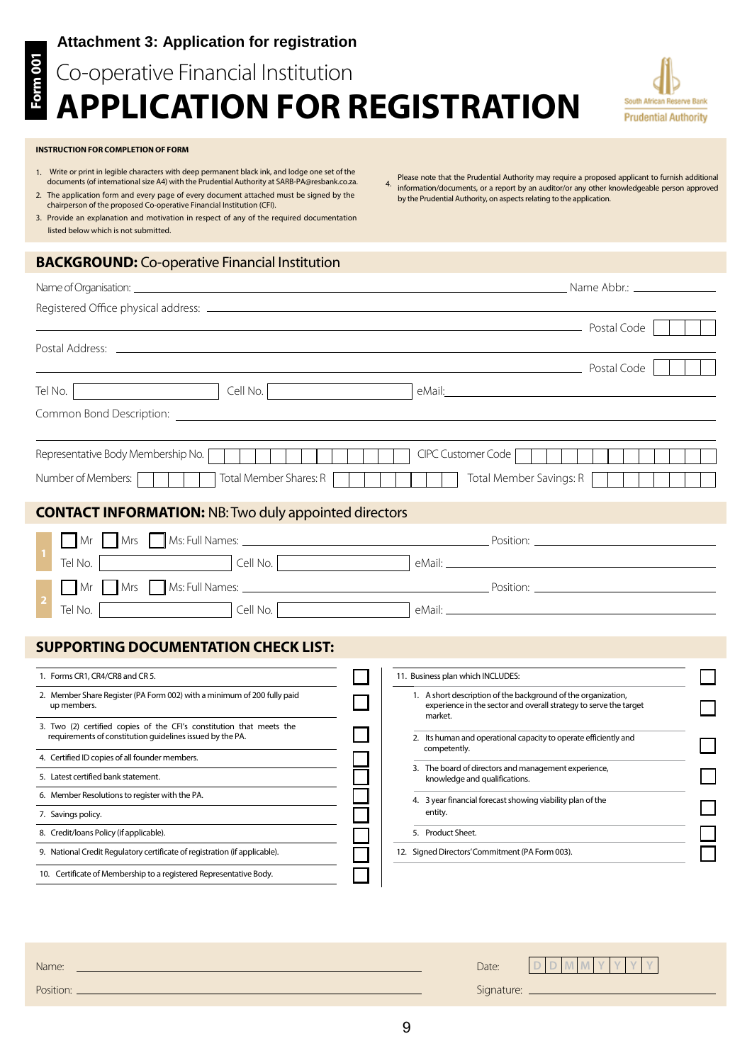**Attachment 3: Application for registration**

Form 001

# Co-operative Financial Institution
# APPLICATION FOR REGISTRATION

South African Reserve Bank
Prudential Authority

**INSTRUCTION FOR COMPLETION OF FORM**

1. Write or print in legible characters with deep permanent black ink, and lodge one set of the documents (of international size A4) with the Prudential Authority at SARB-PA@resbank.co.za.
2. The application form and every page of every document attached must be signed by the chairperson of the proposed Co-operative Financial Institution (CFI).
3. Provide an explanation and motivation in respect of any of the required documentation listed below which is not submitted.
4. Please note that the Prudential Authority may require a proposed applicant to furnish additional information/documents, or a report by an auditor/or any other knowledgeable person approved by the Prudential Authority, on aspects relating to the application.

## BACKGROUND: Co-operative Financial Institution

Name of Organisation: ______________________ Name Abbr.: ____________

Registered Office physical address: ______________________

______________________ Postal Code [ ][ ][ ][ ]

Postal Address: ______________________

______________________ Postal Code [ ][ ][ ][ ]

Tel No. [ ] Cell No. [ ] eMail: ____________

Common Bond Description: ______________________

______________________

Representative Body Membership No. [ ] CIPC Customer Code [ ]

Number of Members: [ ] Total Member Shares: R [ ] Total Member Savings: R [ ]

## CONTACT INFORMATION: NB: Two duly appointed directors

**1**
☐ Mr ☐ Mrs ☐ Ms: Full Names: ______________________ Position: ____________
Tel No. [ ] Cell No. [ ] eMail: ____________

**2**
☐ Mr ☐ Mrs ☐ Ms: Full Names: ______________________ Position: ____________
Tel No. [ ] Cell No. [ ] eMail: ____________

## SUPPORTING DOCUMENTATION CHECK LIST:

| | |
|---|---|
| 1. Forms CR1, CR4/CR8 and CR 5. | ☐ |
| 2. Member Share Register (PA Form 002) with a minimum of 200 fully paid up members. | ☐ |
| 3. Two (2) certified copies of the CFI's constitution that meets the requirements of constitution guidelines issued by the PA. | ☐ |
| 4. Certified ID copies of all founder members. | ☐ |
| 5. Latest certified bank statement. | ☐ |
| 6. Member Resolutions to register with the PA. | ☐ |
| 7. Savings policy. | ☐ |
| 8. Credit/loans Policy (if applicable). | ☐ |
| 9. National Credit Regulatory certificate of registration (if applicable). | ☐ |
| 10. Certificate of Membership to a registered Representative Body. | ☐ |

| | |
|---|---|
| 11. Business plan which INCLUDES: | ☐ |
| 1. A short description of the background of the organization, experience in the sector and overall strategy to serve the target market. | ☐ |
| 2. Its human and operational capacity to operate efficiently and competently. | ☐ |
| 3. The board of directors and management experience, knowledge and qualifications. | ☐ |
| 4. 3 year financial forecast showing viability plan of the entity. | ☐ |
| 5. Product Sheet. | ☐ |
| 12. Signed Directors' Commitment (PA Form 003). | ☐ |

Name: ______________________ Date: [D][D][M][M][Y][Y][Y][Y]

Position: ______________________ Signature: ______________________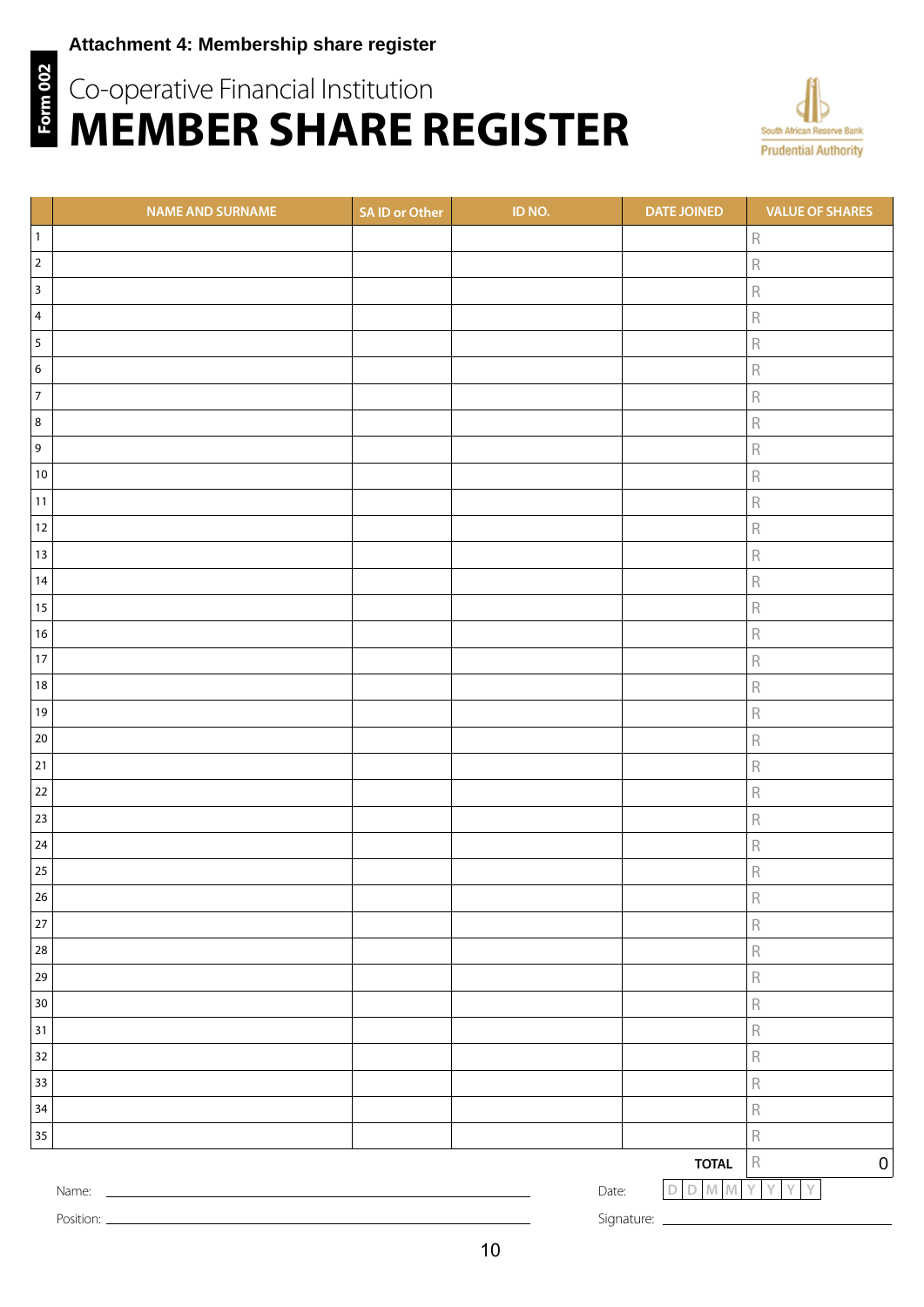**Attachment 4: Membership share register**

Form 002

Co-operative Financial Institution

# MEMBER SHARE REGISTER

South African Reserve Bank
Prudential Authority

| | NAME AND SURNAME | SA ID or Other | ID NO. | DATE JOINED | VALUE OF SHARES |
|---|---|---|---|---|---|
| 1 | | | | | R |
| 2 | | | | | R |
| 3 | | | | | R |
| 4 | | | | | R |
| 5 | | | | | R |
| 6 | | | | | R |
| 7 | | | | | R |
| 8 | | | | | R |
| 9 | | | | | R |
| 10 | | | | | R |
| 11 | | | | | R |
| 12 | | | | | R |
| 13 | | | | | R |
| 14 | | | | | R |
| 15 | | | | | R |
| 16 | | | | | R |
| 17 | | | | | R |
| 18 | | | | | R |
| 19 | | | | | R |
| 20 | | | | | R |
| 21 | | | | | R |
| 22 | | | | | R |
| 23 | | | | | R |
| 24 | | | | | R |
| 25 | | | | | R |
| 26 | | | | | R |
| 27 | | | | | R |
| 28 | | | | | R |
| 29 | | | | | R |
| 30 | | | | | R |
| 31 | | | | | R |
| 32 | | | | | R |
| 33 | | | | | R |
| 34 | | | | | R |
| 35 | | | | | R |
| | | | | **TOTAL** | R 0 |

Name: ______________________ Date: D D M M Y Y Y Y

Position: ______________________ Signature: ______________________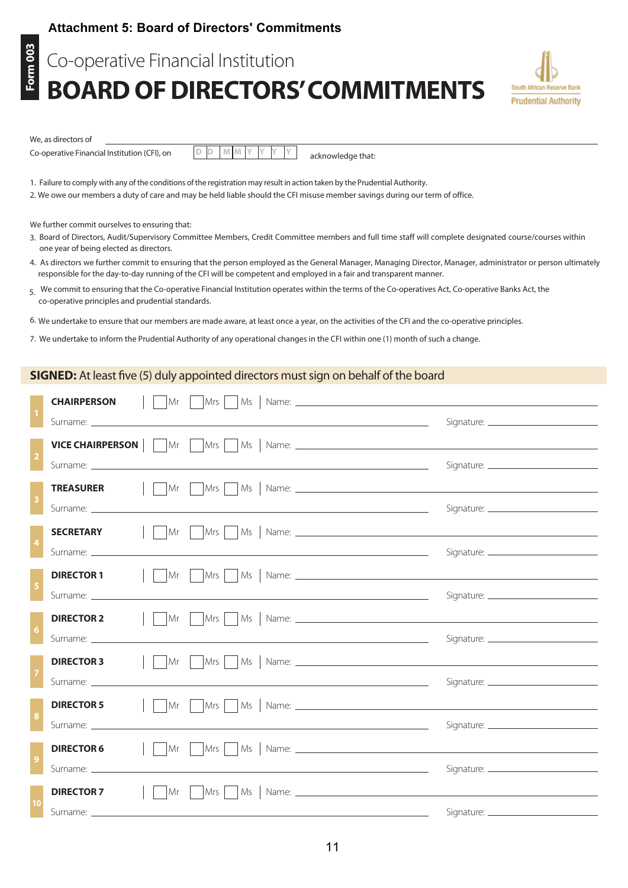**Attachment 5: Board of Directors' Commitments**

Form 003

# Co-operative Financial Institution
# BOARD OF DIRECTORS' COMMITMENTS

South African Reserve Bank
Prudential Authority

We, as directors of ______________________________

Co-operative Financial Institution (CFI), on D D M M Y Y Y Y acknowledge that:

1. Failure to comply with any of the conditions of the registration may result in action taken by the Prudential Authority.
2. We owe our members a duty of care and may be held liable should the CFI misuse member savings during our term of office.

We further commit ourselves to ensuring that:

3. Board of Directors, Audit/Supervisory Committee Members, Credit Committee members and full time staff will complete designated course/courses within one year of being elected as directors.
4. As directors we further commit to ensuring that the person employed as the General Manager, Managing Director, Manager, administrator or person ultimately responsible for the day-to-day running of the CFI will be competent and employed in a fair and transparent manner.
5. We commit to ensuring that the Co-operative Financial Institution operates within the terms of the Co-operatives Act, Co-operative Banks Act, the co-operative principles and prudential standards.
6. We undertake to ensure that our members are made aware, at least once a year, on the activities of the CFI and the co-operative principles.
7. We undertake to inform the Prudential Authority of any operational changes in the CFI within one (1) month of such a change.

**SIGNED:** At least five (5) duly appointed directors must sign on behalf of the board

| # | Position | Title | Name | Surname | Signature |
|---|---|---|---|---|---|
| 1 | **CHAIRPERSON** | ☐ Mr ☐ Mrs ☐ Ms | Name: | Surname: | Signature: |
| 2 | **VICE CHAIRPERSON** | ☐ Mr ☐ Mrs ☐ Ms | Name: | Surname: | Signature: |
| 3 | **TREASURER** | ☐ Mr ☐ Mrs ☐ Ms | Name: | Surname: | Signature: |
| 4 | **SECRETARY** | ☐ Mr ☐ Mrs ☐ Ms | Name: | Surname: | Signature: |
| 5 | **DIRECTOR 1** | ☐ Mr ☐ Mrs ☐ Ms | Name: | Surname: | Signature: |
| 6 | **DIRECTOR 2** | ☐ Mr ☐ Mrs ☐ Ms | Name: | Surname: | Signature: |
| 7 | **DIRECTOR 3** | ☐ Mr ☐ Mrs ☐ Ms | Name: | Surname: | Signature: |
| 8 | **DIRECTOR 5** | ☐ Mr ☐ Mrs ☐ Ms | Name: | Surname: | Signature: |
| 9 | **DIRECTOR 6** | ☐ Mr ☐ Mrs ☐ Ms | Name: | Surname: | Signature: |
| 10 | **DIRECTOR 7** | ☐ Mr ☐ Mrs ☐ Ms | Name: | Surname: | Signature: |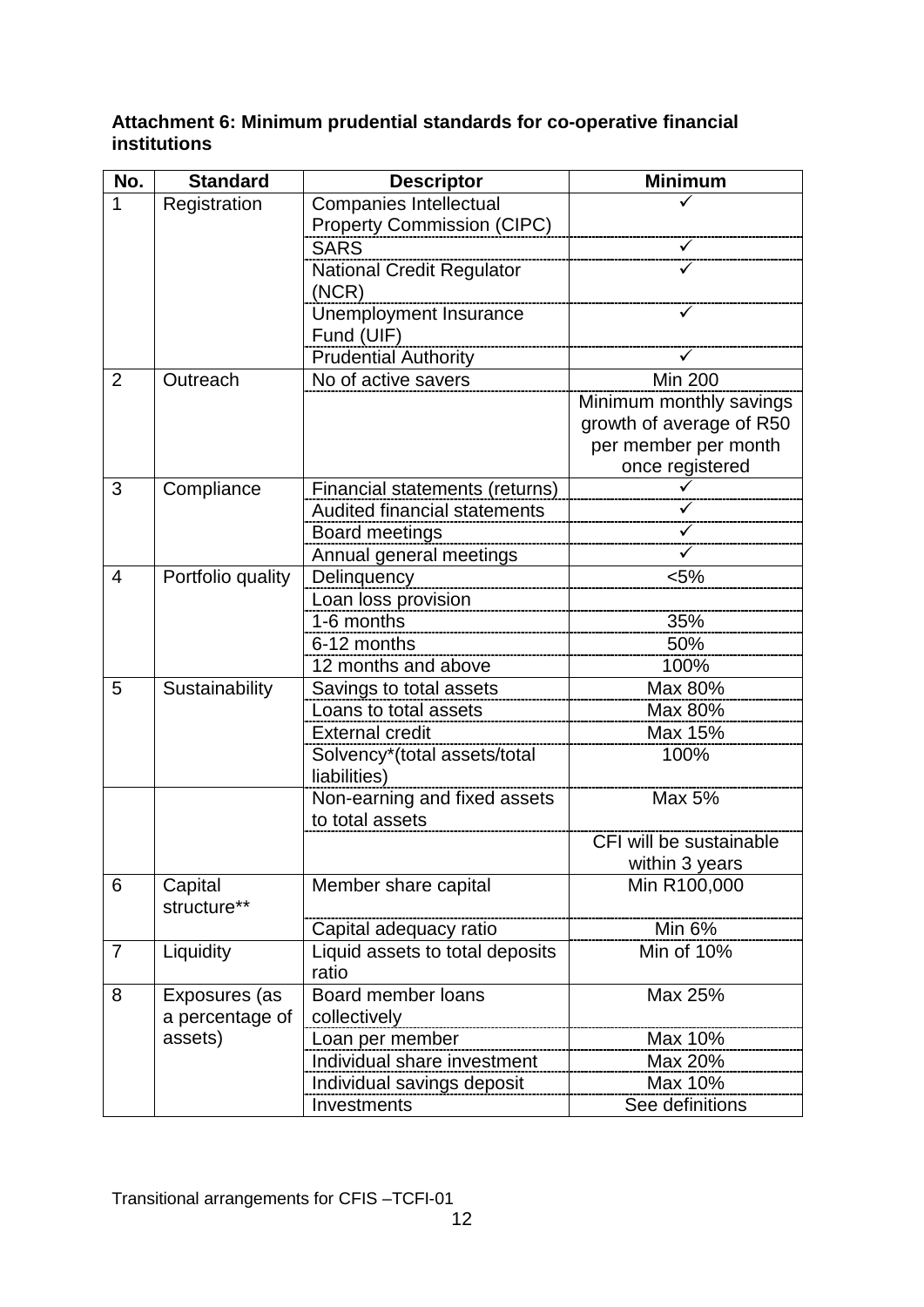**Attachment 6: Minimum prudential standards for co-operative financial institutions**

| No. | Standard | Descriptor | Minimum |
|---|---|---|---|
| 1 | Registration | Companies Intellectual Property Commission (CIPC) | ✓ |
| | | SARS | ✓ |
| | | National Credit Regulator (NCR) | ✓ |
| | | Unemployment Insurance Fund (UIF) | ✓ |
| | | Prudential Authority | ✓ |
| 2 | Outreach | No of active savers | Min 200 |
| | | | Minimum monthly savings growth of average of R50 per member per month once registered |
| 3 | Compliance | Financial statements (returns) | ✓ |
| | | Audited financial statements | ✓ |
| | | Board meetings | ✓ |
| | | Annual general meetings | ✓ |
| 4 | Portfolio quality | Delinquency | <5% |
| | | Loan loss provision | |
| | | 1-6 months | 35% |
| | | 6-12 months | 50% |
| | | 12 months and above | 100% |
| 5 | Sustainability | Savings to total assets | Max 80% |
| | | Loans to total assets | Max 80% |
| | | External credit | Max 15% |
| | | Solvency*(total assets/total liabilities) | 100% |
| | | Non-earning and fixed assets to total assets | Max 5% |
| | | | CFI will be sustainable within 3 years |
| 6 | Capital structure** | Member share capital | Min R100,000 |
| | | Capital adequacy ratio | Min 6% |
| 7 | Liquidity | Liquid assets to total deposits ratio | Min of 10% |
| 8 | Exposures (as a percentage of assets) | Board member loans collectively | Max 25% |
| | | Loan per member | Max 10% |
| | | Individual share investment | Max 20% |
| | | Individual savings deposit | Max 10% |
| | | Investments | See definitions |

Transitional arrangements for CFIS –TCFI-01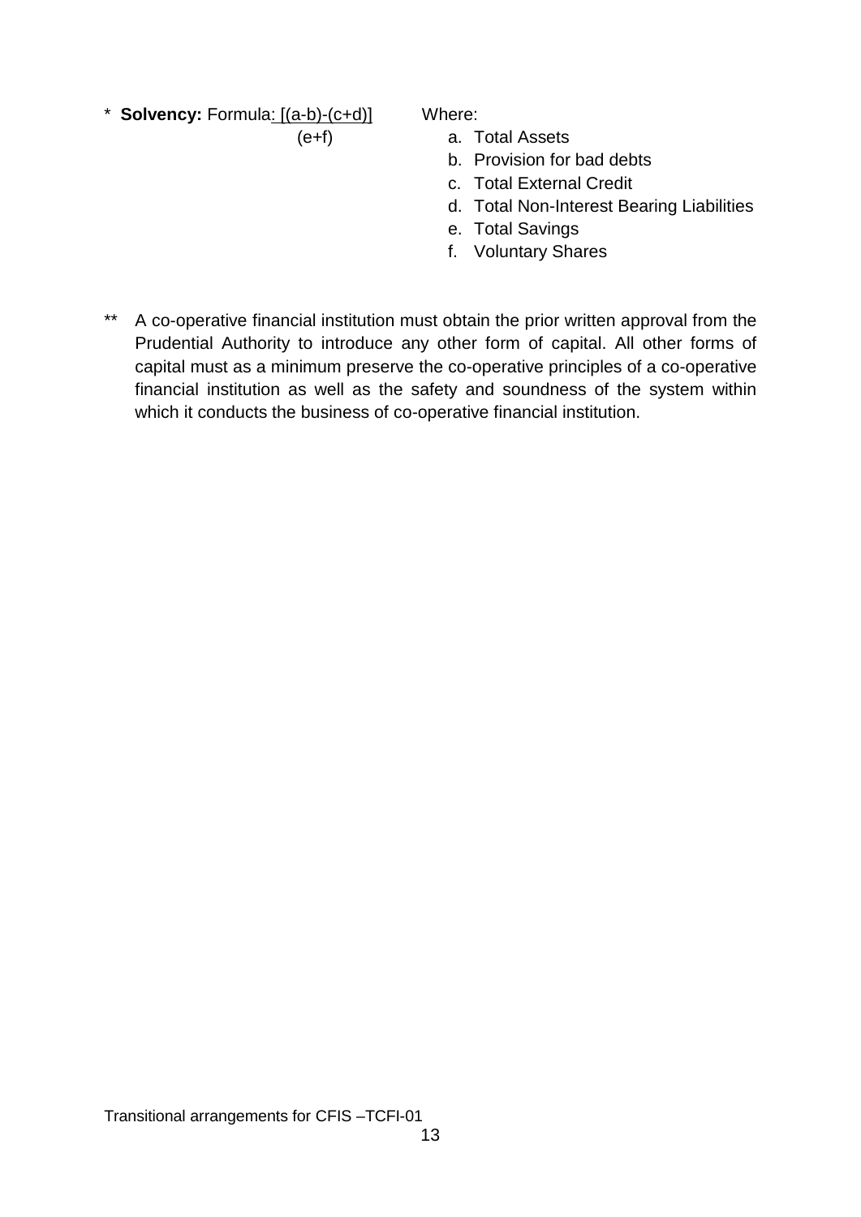\* **Solvency:** Formula: $\frac{[(a-b)-(c+d)]}{(e+f)}$

Where:

a. Total Assets
b. Provision for bad debts
c. Total External Credit
d. Total Non-Interest Bearing Liabilities
e. Total Savings
f. Voluntary Shares

\*\* A co-operative financial institution must obtain the prior written approval from the Prudential Authority to introduce any other form of capital. All other forms of capital must as a minimum preserve the co-operative principles of a co-operative financial institution as well as the safety and soundness of the system within which it conducts the business of co-operative financial institution.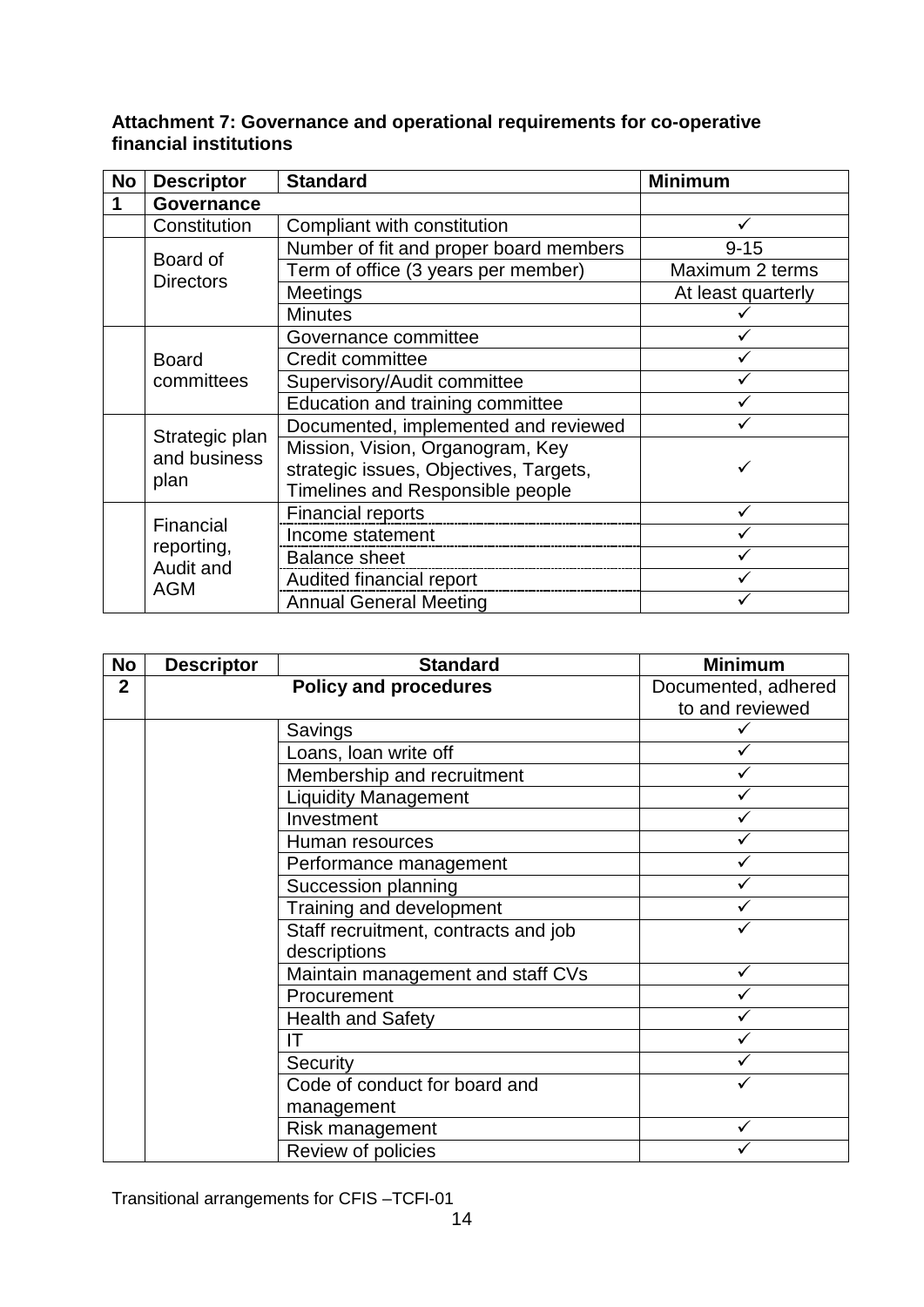**Attachment 7: Governance and operational requirements for co-operative financial institutions**

| No | Descriptor | Standard | Minimum |
|---|---|---|---|
| **1** | **Governance** | | |
| | Constitution | Compliant with constitution | ✓ |
| | Board of Directors | Number of fit and proper board members | 9-15 |
| | | Term of office (3 years per member) | Maximum 2 terms |
| | | Meetings | At least quarterly |
| | | Minutes | ✓ |
| | Board committees | Governance committee | ✓ |
| | | Credit committee | ✓ |
| | | Supervisory/Audit committee | ✓ |
| | | Education and training committee | ✓ |
| | Strategic plan and business plan | Documented, implemented and reviewed | ✓ |
| | | Mission, Vision, Organogram, Key strategic issues, Objectives, Targets, Timelines and Responsible people | ✓ |
| | Financial reporting, Audit and AGM | Financial reports | ✓ |
| | | Income statement | ✓ |
| | | Balance sheet | ✓ |
| | | Audited financial report | ✓ |
| | | Annual General Meeting | ✓ |

| No | Descriptor | Standard | Minimum |
|---|---|---|---|
| **2** | | **Policy and procedures** | Documented, adhered to and reviewed |
| | | Savings | ✓ |
| | | Loans, loan write off | ✓ |
| | | Membership and recruitment | ✓ |
| | | Liquidity Management | ✓ |
| | | Investment | ✓ |
| | | Human resources | ✓ |
| | | Performance management | ✓ |
| | | Succession planning | ✓ |
| | | Training and development | ✓ |
| | | Staff recruitment, contracts and job descriptions | ✓ |
| | | Maintain management and staff CVs | ✓ |
| | | Procurement | ✓ |
| | | Health and Safety | ✓ |
| | | IT | ✓ |
| | | Security | ✓ |
| | | Code of conduct for board and management | ✓ |
| | | Risk management | ✓ |
| | | Review of policies | ✓ |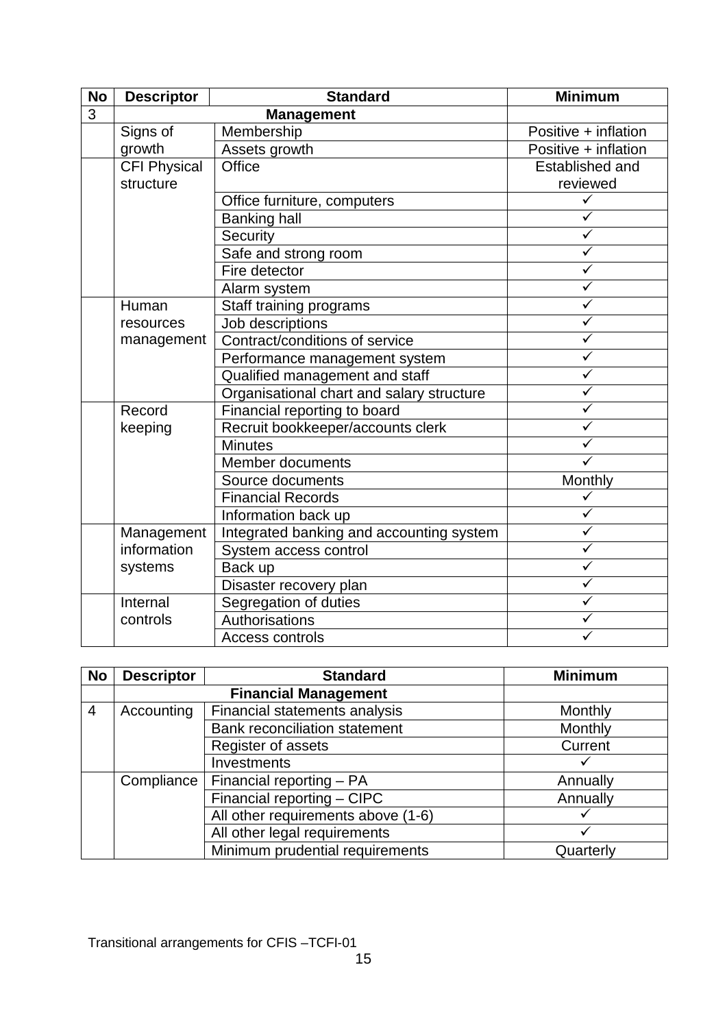| No | Descriptor | Standard | Minimum |
|---|---|---|---|
| 3 | **Management** | | |
| | Signs of growth | Membership | Positive + inflation |
| | | Assets growth | Positive + inflation |
| | CFI Physical structure | Office | Established and reviewed |
| | | Office furniture, computers | ✓ |
| | | Banking hall | ✓ |
| | | Security | ✓ |
| | | Safe and strong room | ✓ |
| | | Fire detector | ✓ |
| | | Alarm system | ✓ |
| | Human resources management | Staff training programs | ✓ |
| | | Job descriptions | ✓ |
| | | Contract/conditions of service | ✓ |
| | | Performance management system | ✓ |
| | | Qualified management and staff | ✓ |
| | | Organisational chart and salary structure | ✓ |
| | Record keeping | Financial reporting to board | ✓ |
| | | Recruit bookkeeper/accounts clerk | ✓ |
| | | Minutes | ✓ |
| | | Member documents | ✓ |
| | | Source documents | Monthly |
| | | Financial Records | ✓ |
| | | Information back up | ✓ |
| | Management information systems | Integrated banking and accounting system | ✓ |
| | | System access control | ✓ |
| | | Back up | ✓ |
| | | Disaster recovery plan | ✓ |
| | Internal controls | Segregation of duties | ✓ |
| | | Authorisations | ✓ |
| | | Access controls | ✓ |

| No | Descriptor | Standard | Minimum |
|---|---|---|---|
| | **Financial Management** | | |
| 4 | Accounting | Financial statements analysis | Monthly |
| | | Bank reconciliation statement | Monthly |
| | | Register of assets | Current |
| | | Investments | ✓ |
| | Compliance | Financial reporting – PA | Annually |
| | | Financial reporting – CIPC | Annually |
| | | All other requirements above (1-6) | ✓ |
| | | All other legal requirements | ✓ |
| | | Minimum prudential requirements | Quarterly |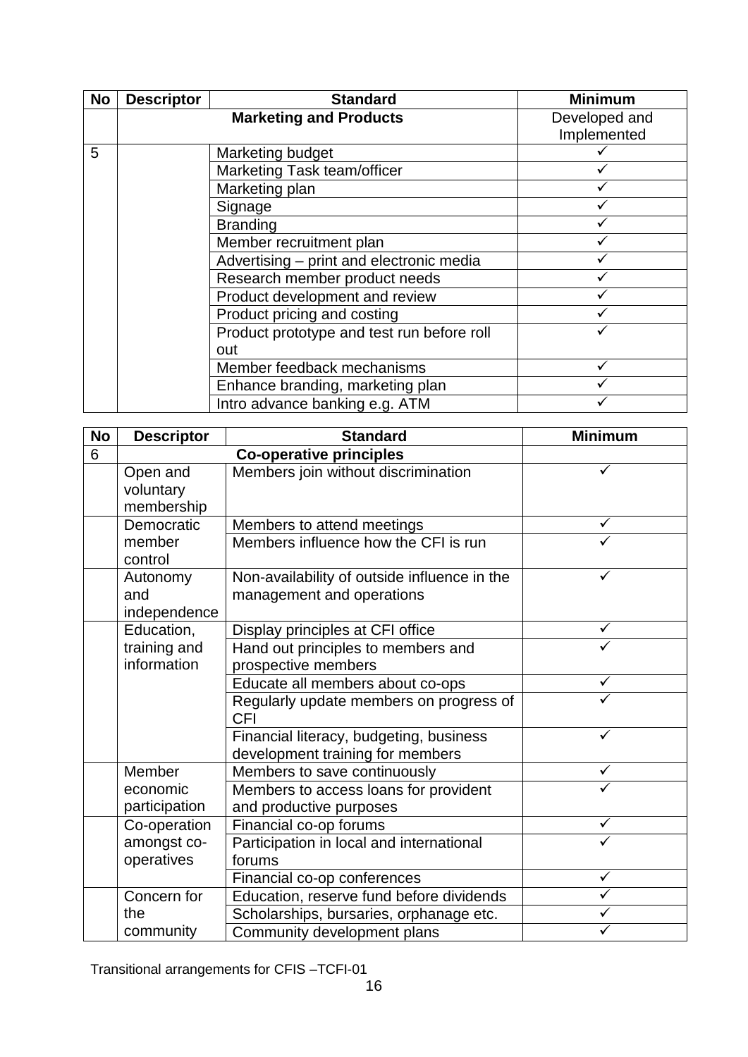| No | Descriptor | Standard | Minimum |
|---|---|---|---|
| | **Marketing and Products** | | Developed and Implemented |
| 5 | | Marketing budget | ✓ |
| | | Marketing Task team/officer | ✓ |
| | | Marketing plan | ✓ |
| | | Signage | ✓ |
| | | Branding | ✓ |
| | | Member recruitment plan | ✓ |
| | | Advertising – print and electronic media | ✓ |
| | | Research member product needs | ✓ |
| | | Product development and review | ✓ |
| | | Product pricing and costing | ✓ |
| | | Product prototype and test run before roll out | ✓ |
| | | Member feedback mechanisms | ✓ |
| | | Enhance branding, marketing plan | ✓ |
| | | Intro advance banking e.g. ATM | ✓ |

| No | Descriptor | Standard | Minimum |
|---|---|---|---|
| 6 | **Co-operative principles** | | |
| | Open and voluntary membership | Members join without discrimination | ✓ |
| | Democratic member control | Members to attend meetings | ✓ |
| | | Members influence how the CFI is run | ✓ |
| | Autonomy and independence | Non-availability of outside influence in the management and operations | ✓ |
| | Education, training and information | Display principles at CFI office | ✓ |
| | | Hand out principles to members and prospective members | ✓ |
| | | Educate all members about co-ops | ✓ |
| | | Regularly update members on progress of CFI | ✓ |
| | | Financial literacy, budgeting, business development training for members | ✓ |
| | Member economic participation | Members to save continuously | ✓ |
| | | Members to access loans for provident and productive purposes | ✓ |
| | Co-operation amongst co-operatives | Financial co-op forums | ✓ |
| | | Participation in local and international forums | ✓ |
| | | Financial co-op conferences | ✓ |
| | Concern for the community | Education, reserve fund before dividends | ✓ |
| | | Scholarships, bursaries, orphanage etc. | ✓ |
| | | Community development plans | ✓ |